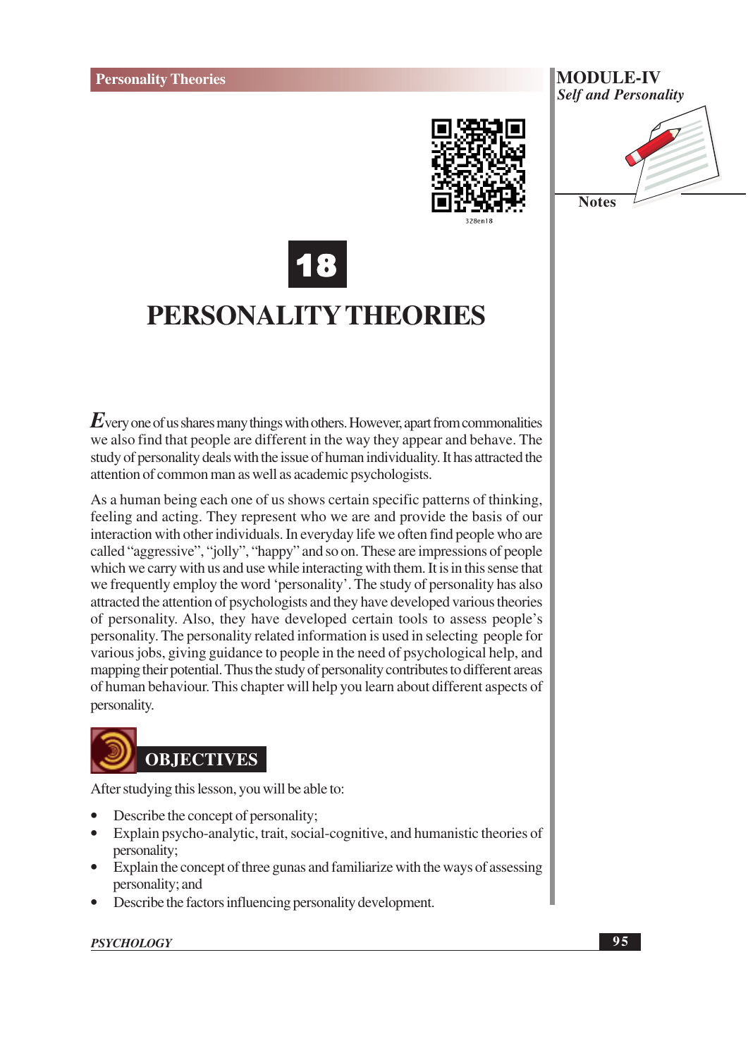# 18

# PERSONALITY THEORIES

Every one of us shares many things with others. However, apart from commonalities we also find that people are different in the way they appear and behave. The study of personality deals with the issue of human individuality. It has attracted the attention of common man as well as academic psychologists.

As a human being each one of us shows certain specific patterns of thinking, feeling and acting. They represent who we are and provide the basis of our interaction with other individuals. In everyday life we often find people who are called "aggressive", "jolly", "happy" and so on. These are impressions of people which we carry with us and use while interacting with them. It is in this sense that we frequently employ the word 'personality'. The study of personality has also attracted the attention of psychologists and they have developed various theories of personality. Also, they have developed certain tools to assess people's personality. The personality related information is used in selecting people for various jobs, giving guidance to people in the need of psychological help, and mapping their potential. Thus the study of personality contributes to different areas of human behaviour. This chapter will help you learn about different aspects of personality.

## OBJECTIVES

After studying this lesson, you will be able to:

- Describe the concept of personality;
- Explain psycho-analytic, trait, social-cognitive, and humanistic theories of personality;
- Explain the concept of three gunas and familiarize with the ways of assessing personality; and
- Describe the factors influencing personality development.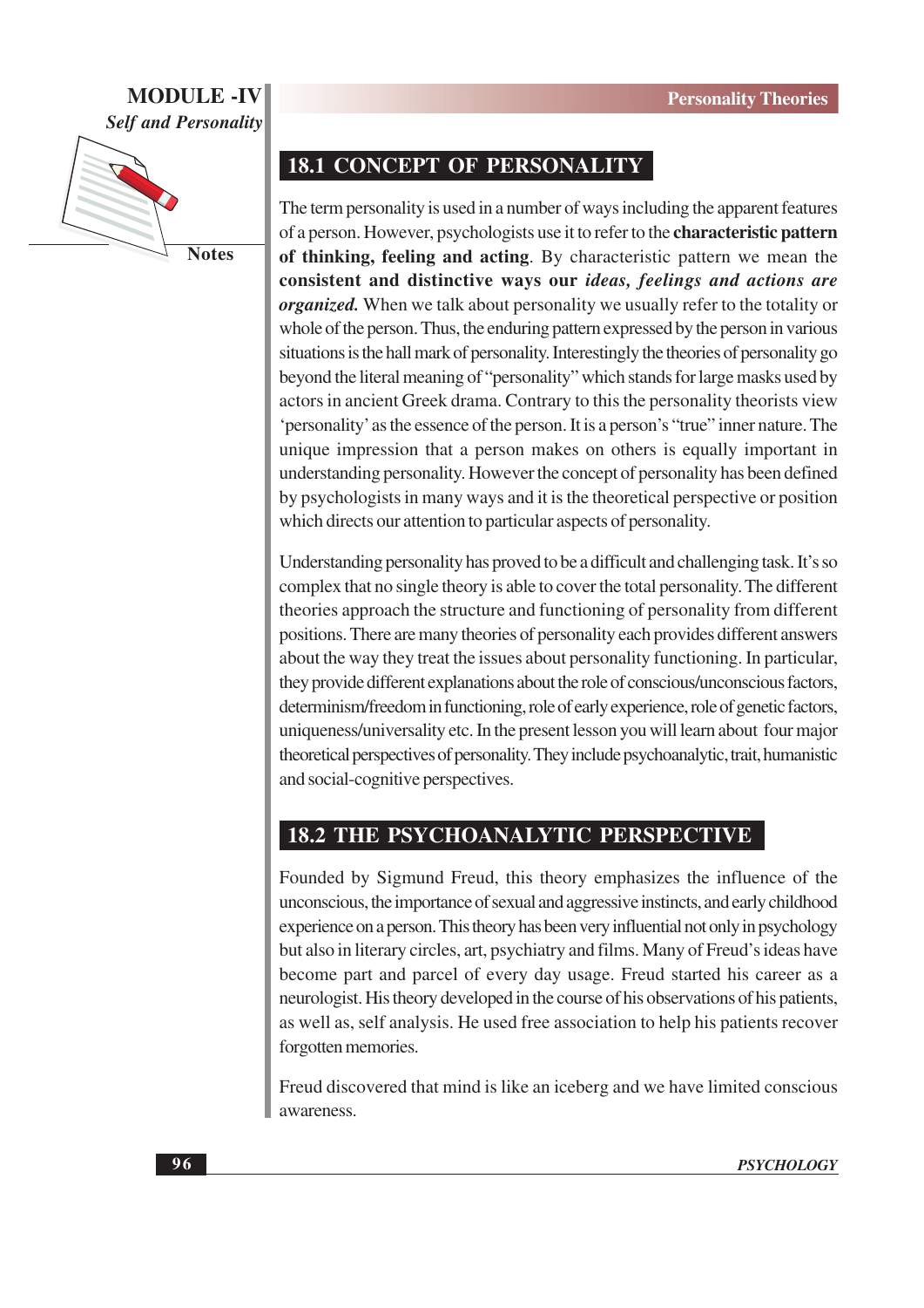## 18.1 CONCEPT OF PERSONALITY

The term personality is used in a number of ways including the apparent features of a person. However, psychologists use it to refer to the **characteristic pattern of thinking, feeling and acting**. By characteristic pattern we mean the **consistent and distinctive ways our *ideas, feelings and actions are organized.*** When we talk about personality we usually refer to the totality or whole of the person. Thus, the enduring pattern expressed by the person in various situations is the hall mark of personality. Interestingly the theories of personality go beyond the literal meaning of "personality" which stands for large masks used by actors in ancient Greek drama. Contrary to this the personality theorists view 'personality' as the essence of the person. It is a person's "true" inner nature. The unique impression that a person makes on others is equally important in understanding personality. However the concept of personality has been defined by psychologists in many ways and it is the theoretical perspective or position which directs our attention to particular aspects of personality.

Understanding personality has proved to be a difficult and challenging task. It's so complex that no single theory is able to cover the total personality. The different theories approach the structure and functioning of personality from different positions. There are many theories of personality each provides different answers about the way they treat the issues about personality functioning. In particular, they provide different explanations about the role of conscious/unconscious factors, determinism/freedom in functioning, role of early experience, role of genetic factors, uniqueness/universality etc. In the present lesson you will learn about four major theoretical perspectives of personality. They include psychoanalytic, trait, humanistic and social-cognitive perspectives.

## 18.2 THE PSYCHOANALYTIC PERSPECTIVE

Founded by Sigmund Freud, this theory emphasizes the influence of the unconscious, the importance of sexual and aggressive instincts, and early childhood experience on a person. This theory has been very influential not only in psychology but also in literary circles, art, psychiatry and films. Many of Freud's ideas have become part and parcel of every day usage. Freud started his career as a neurologist. His theory developed in the course of his observations of his patients, as well as, self analysis. He used free association to help his patients recover forgotten memories.

Freud discovered that mind is like an iceberg and we have limited conscious awareness.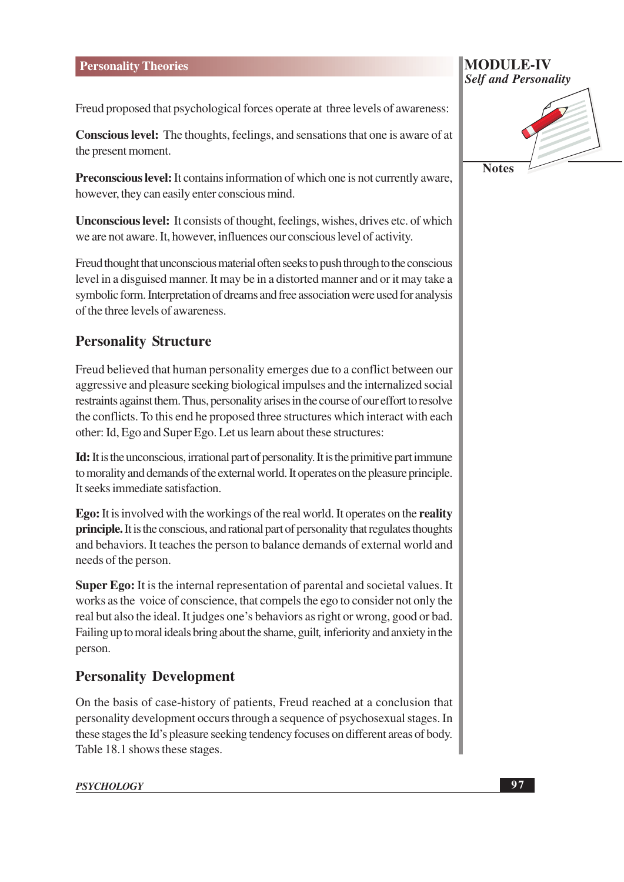Freud proposed that psychological forces operate at three levels of awareness:

**Conscious level:** The thoughts, feelings, and sensations that one is aware of at the present moment.

**Preconscious level:** It contains information of which one is not currently aware, however, they can easily enter conscious mind.

**Unconscious level:** It consists of thought, feelings, wishes, drives etc. of which we are not aware. It, however, influences our conscious level of activity.

Freud thought that unconscious material often seeks to push through to the conscious level in a disguised manner. It may be in a distorted manner and or it may take a symbolic form. Interpretation of dreams and free association were used for analysis of the three levels of awareness.

## Personality Structure

Freud believed that human personality emerges due to a conflict between our aggressive and pleasure seeking biological impulses and the internalized social restraints against them. Thus, personality arises in the course of our effort to resolve the conflicts. To this end he proposed three structures which interact with each other: Id, Ego and Super Ego. Let us learn about these structures:

**Id:** It is the unconscious, irrational part of personality. It is the primitive part immune to morality and demands of the external world. It operates on the pleasure principle. It seeks immediate satisfaction.

**Ego:** It is involved with the workings of the real world. It operates on the **reality principle.** It is the conscious, and rational part of personality that regulates thoughts and behaviors. It teaches the person to balance demands of external world and needs of the person.

**Super Ego:** It is the internal representation of parental and societal values. It works as the voice of conscience, that compels the ego to consider not only the real but also the ideal. It judges one's behaviors as right or wrong, good or bad. Failing up to moral ideals bring about the shame, guilt, inferiority and anxiety in the person.

## Personality Development

On the basis of case-history of patients, Freud reached at a conclusion that personality development occurs through a sequence of psychosexual stages. In these stages the Id's pleasure seeking tendency focuses on different areas of body. Table 18.1 shows these stages.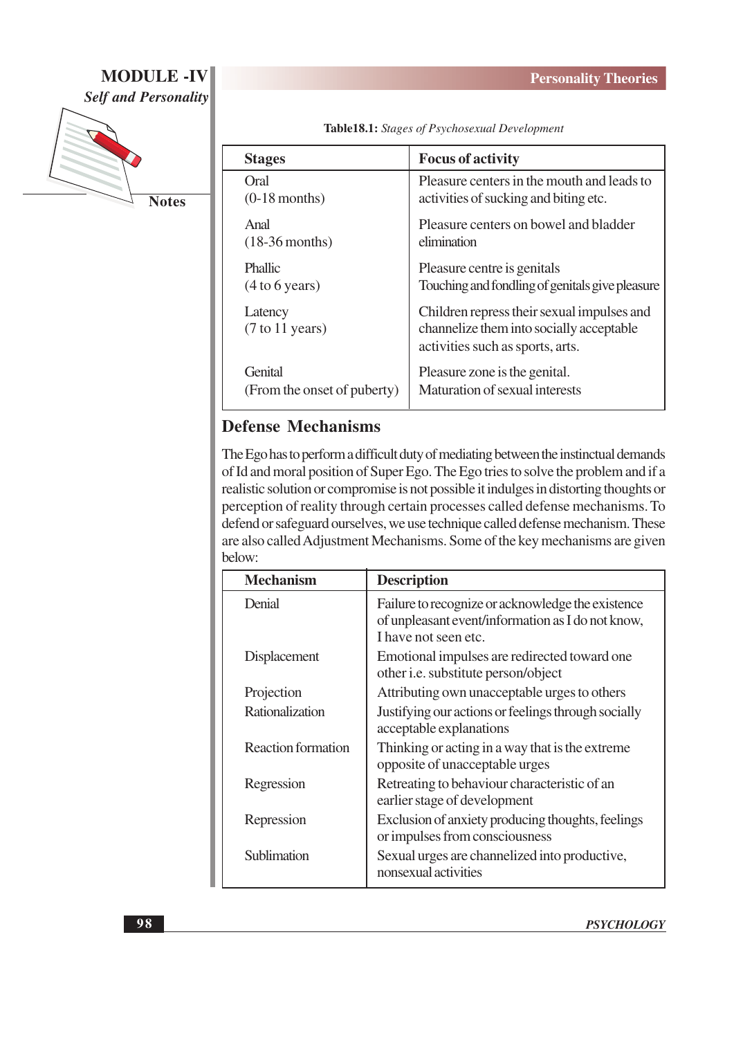Table18.1: *Stages of Psychosexual Development*

| Stages | Focus of activity |
|---|---|
| Oral (0-18 months) | Pleasure centers in the mouth and leads to activities of sucking and biting etc. |
| Anal (18-36 months) | Pleasure centers on bowel and bladder elimination |
| Phallic (4 to 6 years) | Pleasure centre is genitals Touching and fondling of genitals give pleasure |
| Latency (7 to 11 years) | Children repress their sexual impulses and channelize them into socially acceptable activities such as sports, arts. |
| Genital (From the onset of puberty) | Pleasure zone is the genital. Maturation of sexual interests |

## Defense Mechanisms

The Ego has to perform a difficult duty of mediating between the instinctual demands of Id and moral position of Super Ego. The Ego tries to solve the problem and if a realistic solution or compromise is not possible it indulges in distorting thoughts or perception of reality through certain processes called defense mechanisms. To defend or safeguard ourselves, we use technique called defense mechanism. These are also called Adjustment Mechanisms. Some of the key mechanisms are given below:

| Mechanism | Description |
|---|---|
| Denial | Failure to recognize or acknowledge the existence of unpleasant event/information as I do not know, I have not seen etc. |
| Displacement | Emotional impulses are redirected toward one other i.e. substitute person/object |
| Projection | Attributing own unacceptable urges to others |
| Rationalization | Justifying our actions or feelings through socially acceptable explanations |
| Reaction formation | Thinking or acting in a way that is the extreme opposite of unacceptable urges |
| Regression | Retreating to behaviour characteristic of an earlier stage of development |
| Repression | Exclusion of anxiety producing thoughts, feelings or impulses from consciousness |
| Sublimation | Sexual urges are channelized into productive, nonsexual activities |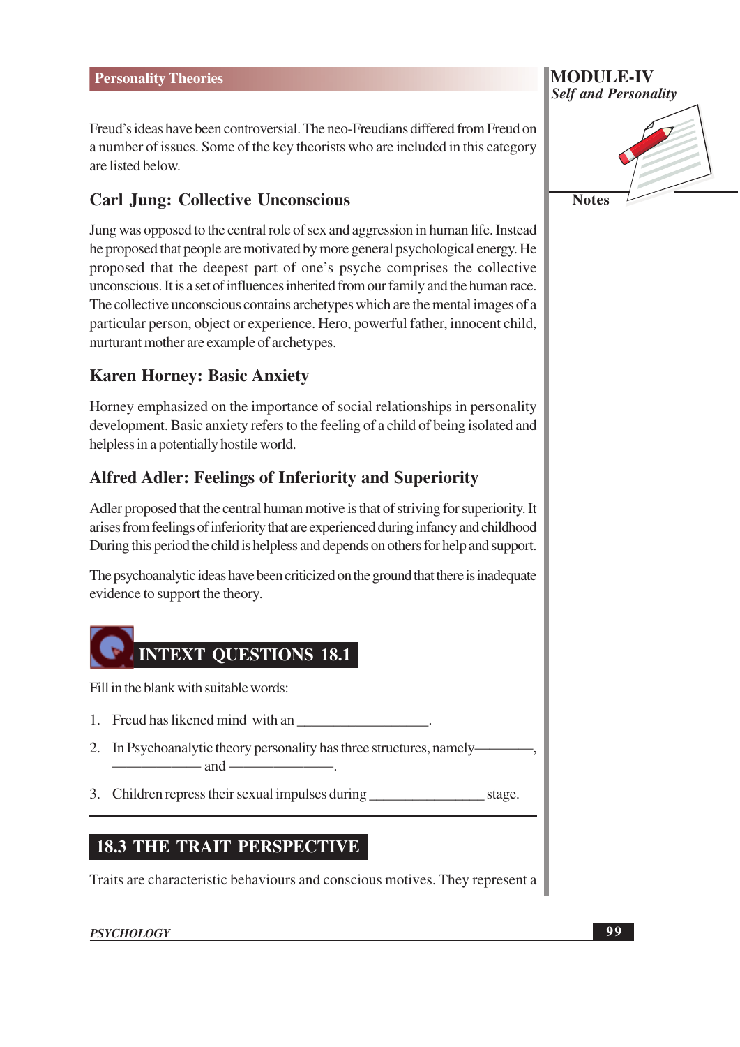Freud's ideas have been controversial. The neo-Freudians differed from Freud on a number of issues. Some of the key theorists who are included in this category are listed below.

### Carl Jung: Collective Unconscious

Jung was opposed to the central role of sex and aggression in human life. Instead he proposed that people are motivated by more general psychological energy. He proposed that the deepest part of one's psyche comprises the collective unconscious. It is a set of influences inherited from our family and the human race. The collective unconscious contains archetypes which are the mental images of a particular person, object or experience. Hero, powerful father, innocent child, nurturant mother are example of archetypes.

### Karen Horney: Basic Anxiety

Horney emphasized on the importance of social relationships in personality development. Basic anxiety refers to the feeling of a child of being isolated and helpless in a potentially hostile world.

### Alfred Adler: Feelings of Inferiority and Superiority

Adler proposed that the central human motive is that of striving for superiority. It arises from feelings of inferiority that are experienced during infancy and childhood During this period the child is helpless and depends on others for help and support.

The psychoanalytic ideas have been criticized on the ground that there is inadequate evidence to support the theory.

## INTEXT QUESTIONS 18.1

Fill in the blank with suitable words:

1. Freud has likened mind with an __________________.
2. In Psychoanalytic theory personality has three structures, namely————, ———— and ————.
3. Children repress their sexual impulses during ________________ stage.

## 18.3 THE TRAIT PERSPECTIVE

Traits are characteristic behaviours and conscious motives. They represent a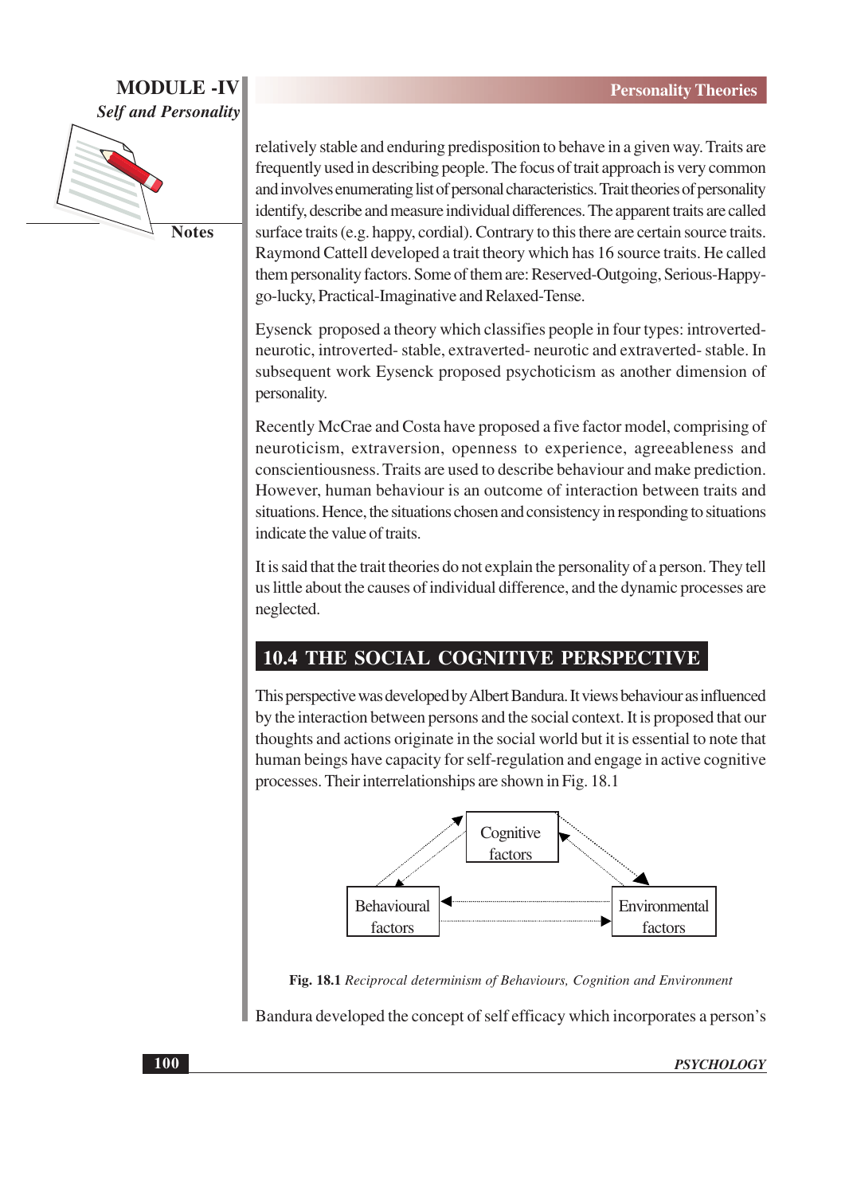relatively stable and enduring predisposition to behave in a given way. Traits are frequently used in describing people. The focus of trait approach is very common and involves enumerating list of personal characteristics. Trait theories of personality identify, describe and measure individual differences. The apparent traits are called surface traits (e.g. happy, cordial). Contrary to this there are certain source traits. Raymond Cattell developed a trait theory which has 16 source traits. He called them personality factors. Some of them are: Reserved-Outgoing, Serious-Happy-go-lucky, Practical-Imaginative and Relaxed-Tense.

Eysenck proposed a theory which classifies people in four types: introverted-neurotic, introverted- stable, extraverted- neurotic and extraverted- stable. In subsequent work Eysenck proposed psychoticism as another dimension of personality.

Recently McCrae and Costa have proposed a five factor model, comprising of neuroticism, extraversion, openness to experience, agreeableness and conscientiousness. Traits are used to describe behaviour and make prediction. However, human behaviour is an outcome of interaction between traits and situations. Hence, the situations chosen and consistency in responding to situations indicate the value of traits.

It is said that the trait theories do not explain the personality of a person. They tell us little about the causes of individual difference, and the dynamic processes are neglected.

## 10.4 THE SOCIAL COGNITIVE PERSPECTIVE

This perspective was developed by Albert Bandura. It views behaviour as influenced by the interaction between persons and the social context. It is proposed that our thoughts and actions originate in the social world but it is essential to note that human beings have capacity for self-regulation and engage in active cognitive processes. Their interrelationships are shown in Fig. 18.1

Cognitive factors

Behavioural factors

Environmental factors

**Fig. 18.1** *Reciprocal determinism of Behaviours, Cognition and Environment*

Bandura developed the concept of self efficacy which incorporates a person's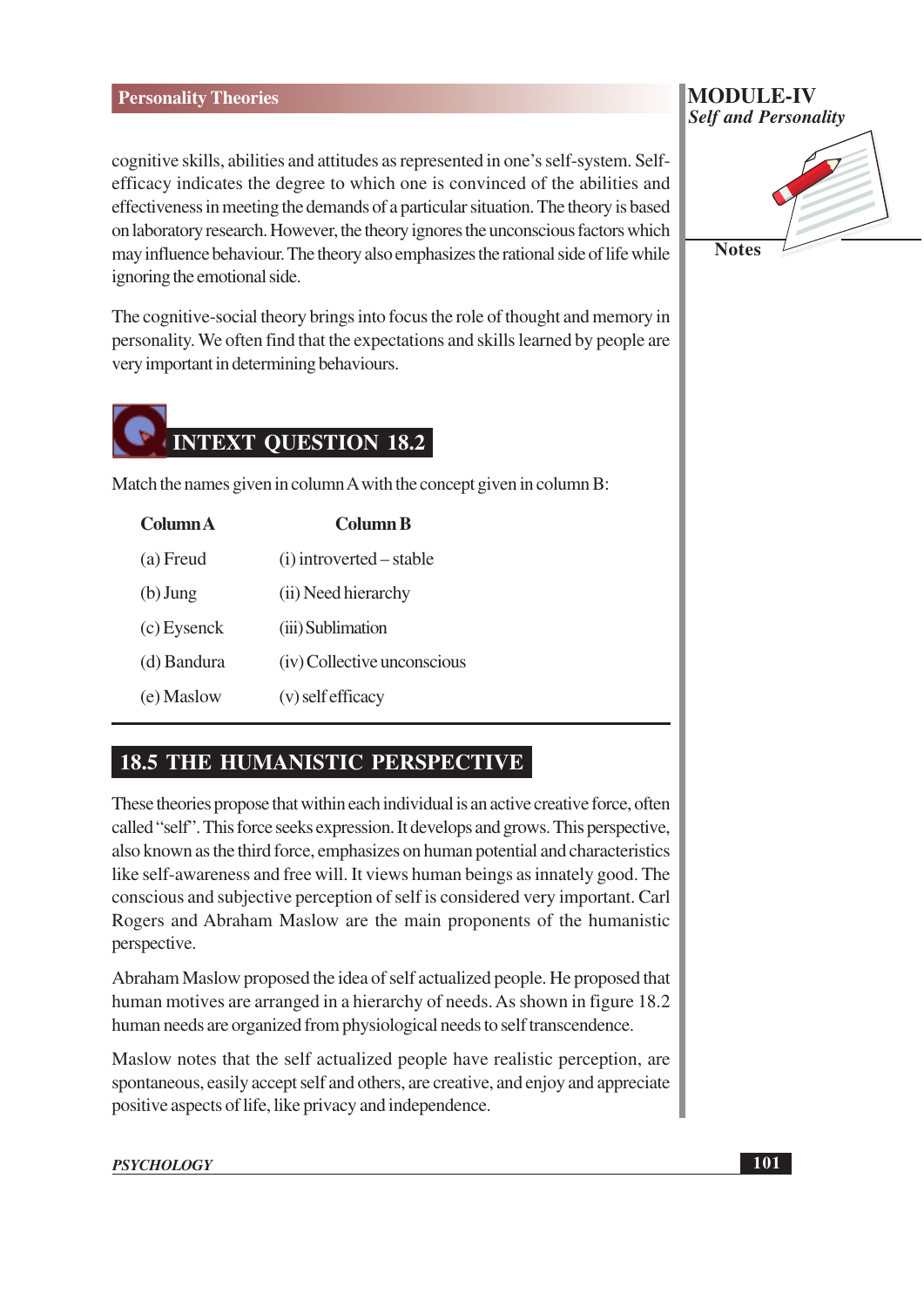cognitive skills, abilities and attitudes as represented in one's self-system. Self-efficacy indicates the degree to which one is convinced of the abilities and effectiveness in meeting the demands of a particular situation. The theory is based on laboratory research. However, the theory ignores the unconscious factors which may influence behaviour. The theory also emphasizes the rational side of life while ignoring the emotional side.

The cognitive-social theory brings into focus the role of thought and memory in personality. We often find that the expectations and skills learned by people are very important in determining behaviours.

## INTEXT QUESTION 18.2

Match the names given in column A with the concept given in column B:

| Column A | Column B |
|---|---|
| (a) Freud | (i) introverted – stable |
| (b) Jung | (ii) Need hierarchy |
| (c) Eysenck | (iii) Sublimation |
| (d) Bandura | (iv) Collective unconscious |
| (e) Maslow | (v) self efficacy |

## 18.5 THE HUMANISTIC PERSPECTIVE

These theories propose that within each individual is an active creative force, often called "self". This force seeks expression. It develops and grows. This perspective, also known as the third force, emphasizes on human potential and characteristics like self-awareness and free will. It views human beings as innately good. The conscious and subjective perception of self is considered very important. Carl Rogers and Abraham Maslow are the main proponents of the humanistic perspective.

Abraham Maslow proposed the idea of self actualized people. He proposed that human motives are arranged in a hierarchy of needs. As shown in figure 18.2 human needs are organized from physiological needs to self transcendence.

Maslow notes that the self actualized people have realistic perception, are spontaneous, easily accept self and others, are creative, and enjoy and appreciate positive aspects of life, like privacy and independence.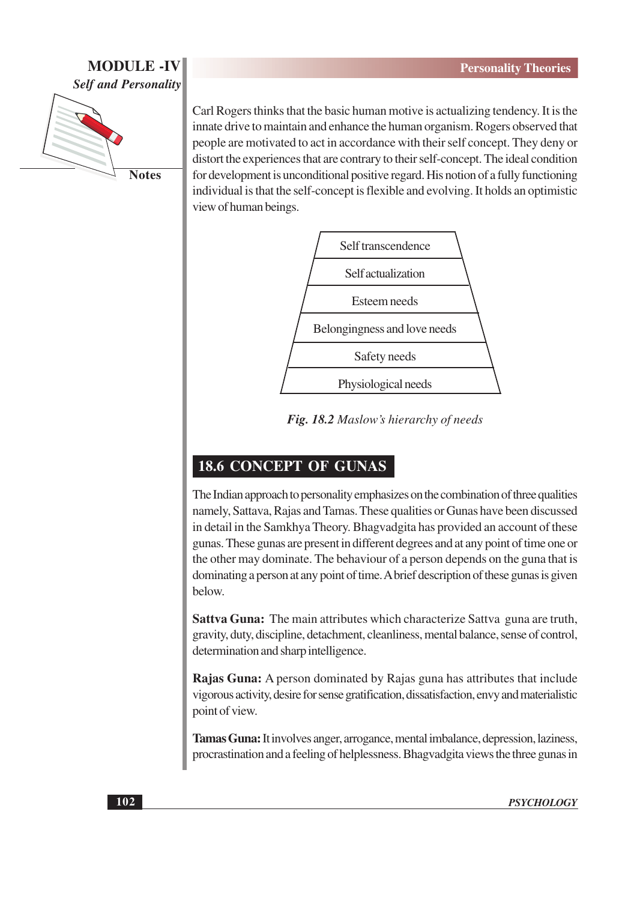Carl Rogers thinks that the basic human motive is actualizing tendency. It is the innate drive to maintain and enhance the human organism. Rogers observed that people are motivated to act in accordance with their self concept. They deny or distort the experiences that are contrary to their self-concept. The ideal condition for development is unconditional positive regard. His notion of a fully functioning individual is that the self-concept is flexible and evolving. It holds an optimistic view of human beings.

| Self transcendence |
| --- |
| Self actualization |
| Esteem needs |
| Belongingness and love needs |
| Safety needs |
| Physiological needs |

***Fig. 18.2*** *Maslow's hierarchy of needs*

## 18.6 CONCEPT OF GUNAS

The Indian approach to personality emphasizes on the combination of three qualities namely, Sattava, Rajas and Tamas. These qualities or Gunas have been discussed in detail in the Samkhya Theory. Bhagvadgita has provided an account of these gunas. These gunas are present in different degrees and at any point of time one or the other may dominate. The behaviour of a person depends on the guna that is dominating a person at any point of time. A brief description of these gunas is given below.

**Sattva Guna:** The main attributes which characterize Sattva guna are truth, gravity, duty, discipline, detachment, cleanliness, mental balance, sense of control, determination and sharp intelligence.

**Rajas Guna:** A person dominated by Rajas guna has attributes that include vigorous activity, desire for sense gratification, dissatisfaction, envy and materialistic point of view.

**Tamas Guna:** It involves anger, arrogance, mental imbalance, depression, laziness, procrastination and a feeling of helplessness. Bhagvadgita views the three gunas in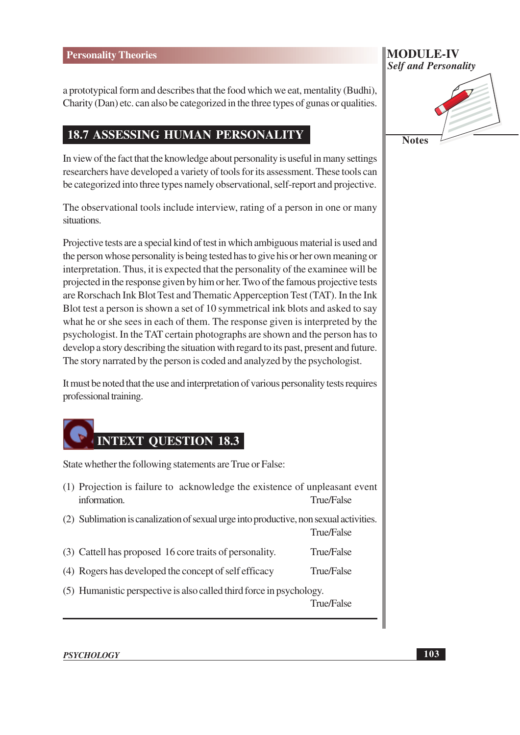a prototypical form and describes that the food which we eat, mentality (Budhi), Charity (Dan) etc. can also be categorized in the three types of gunas or qualities.

## 18.7 ASSESSING HUMAN PERSONALITY

In view of the fact that the knowledge about personality is useful in many settings researchers have developed a variety of tools for its assessment. These tools can be categorized into three types namely observational, self-report and projective.

The observational tools include interview, rating of a person in one or many situations.

Projective tests are a special kind of test in which ambiguous material is used and the person whose personality is being tested has to give his or her own meaning or interpretation. Thus, it is expected that the personality of the examinee will be projected in the response given by him or her. Two of the famous projective tests are Rorschach Ink Blot Test and Thematic Apperception Test (TAT). In the Ink Blot test a person is shown a set of 10 symmetrical ink blots and asked to say what he or she sees in each of them. The response given is interpreted by the psychologist. In the TAT certain photographs are shown and the person has to develop a story describing the situation with regard to its past, present and future. The story narrated by the person is coded and analyzed by the psychologist.

It must be noted that the use and interpretation of various personality tests requires professional training.

## INTEXT QUESTION 18.3

State whether the following statements are True or False:

(1) Projection is failure to acknowledge the existence of unpleasant event information. True/False

(2) Sublimation is canalization of sexual urge into productive, non sexual activities. True/False

(3) Cattell has proposed 16 core traits of personality. True/False

(4) Rogers has developed the concept of self efficacy True/False

(5) Humanistic perspective is also called third force in psychology. True/False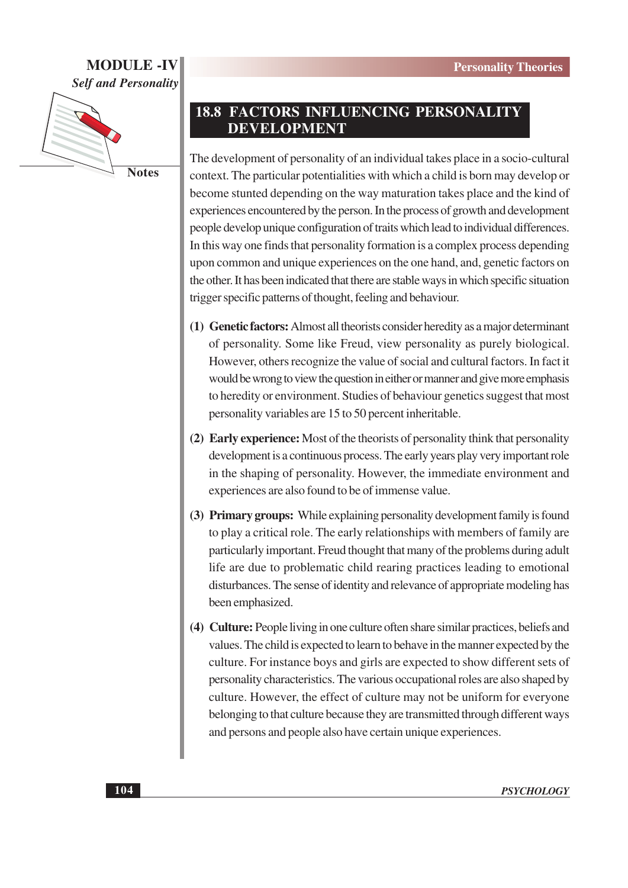## 18.8 FACTORS INFLUENCING PERSONALITY DEVELOPMENT

The development of personality of an individual takes place in a socio-cultural context. The particular potentialities with which a child is born may develop or become stunted depending on the way maturation takes place and the kind of experiences encountered by the person. In the process of growth and development people develop unique configuration of traits which lead to individual differences. In this way one finds that personality formation is a complex process depending upon common and unique experiences on the one hand, and, genetic factors on the other. It has been indicated that there are stable ways in which specific situation trigger specific patterns of thought, feeling and behaviour.

**(1) Genetic factors:** Almost all theorists consider heredity as a major determinant of personality. Some like Freud, view personality as purely biological. However, others recognize the value of social and cultural factors. In fact it would be wrong to view the question in either or manner and give more emphasis to heredity or environment. Studies of behaviour genetics suggest that most personality variables are 15 to 50 percent inheritable.

**(2) Early experience:** Most of the theorists of personality think that personality development is a continuous process. The early years play very important role in the shaping of personality. However, the immediate environment and experiences are also found to be of immense value.

**(3) Primary groups:** While explaining personality development family is found to play a critical role. The early relationships with members of family are particularly important. Freud thought that many of the problems during adult life are due to problematic child rearing practices leading to emotional disturbances. The sense of identity and relevance of appropriate modeling has been emphasized.

**(4) Culture:** People living in one culture often share similar practices, beliefs and values. The child is expected to learn to behave in the manner expected by the culture. For instance boys and girls are expected to show different sets of personality characteristics. The various occupational roles are also shaped by culture. However, the effect of culture may not be uniform for everyone belonging to that culture because they are transmitted through different ways and persons and people also have certain unique experiences.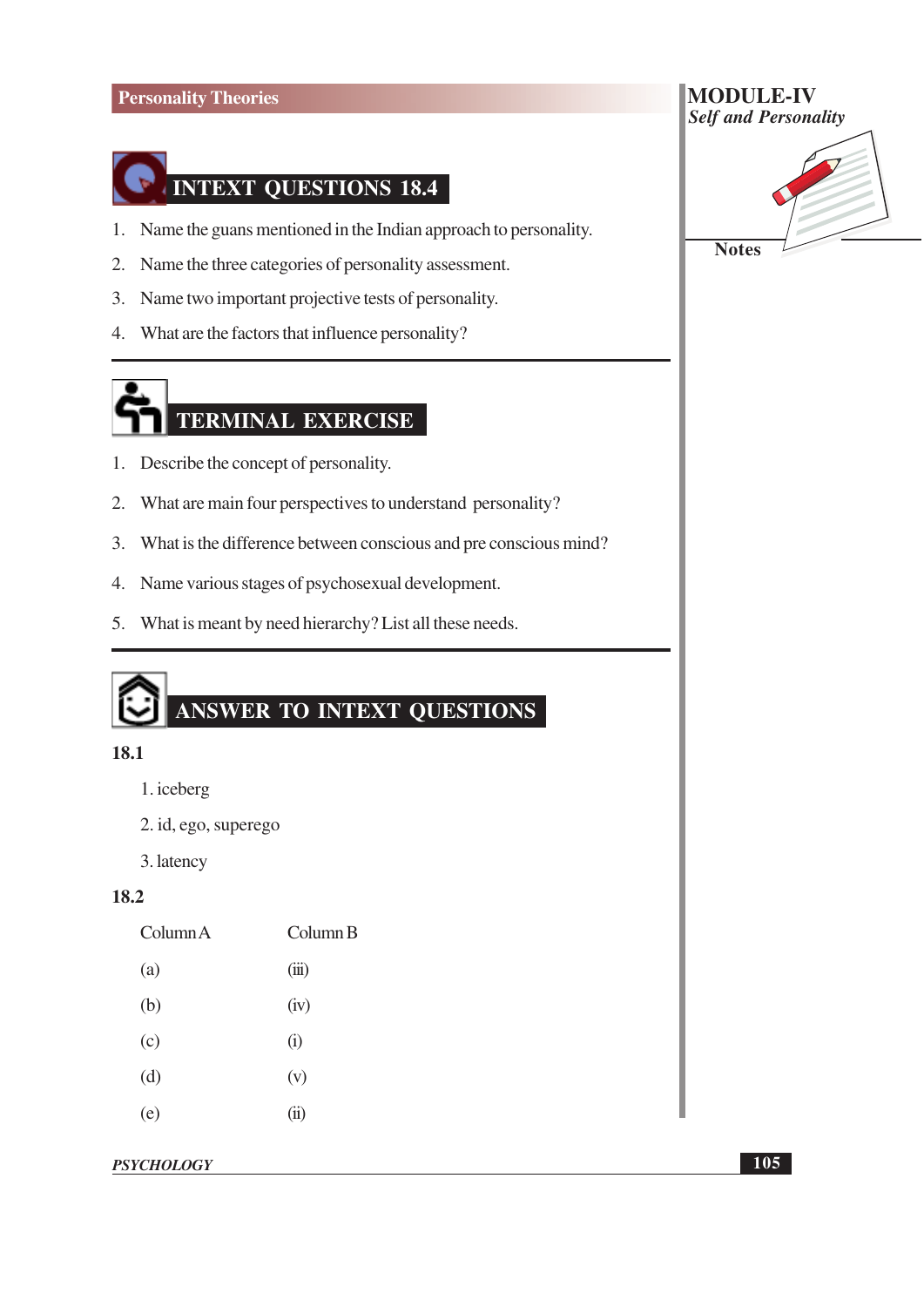## INTEXT QUESTIONS 18.4

1. Name the guans mentioned in the Indian approach to personality.
2. Name the three categories of personality assessment.
3. Name two important projective tests of personality.
4. What are the factors that influence personality?

## TERMINAL EXERCISE

1. Describe the concept of personality.
2. What are main four perspectives to understand personality?
3. What is the difference between conscious and pre conscious mind?
4. Name various stages of psychosexual development.
5. What is meant by need hierarchy? List all these needs.

## ANSWER TO INTEXT QUESTIONS

**18.1**

1. iceberg
2. id, ego, superego
3. latency

**18.2**

| Column A | Column B |
|---|---|
| (a) | (iii) |
| (b) | (iv) |
| (c) | (i) |
| (d) | (v) |
| (e) | (ii) |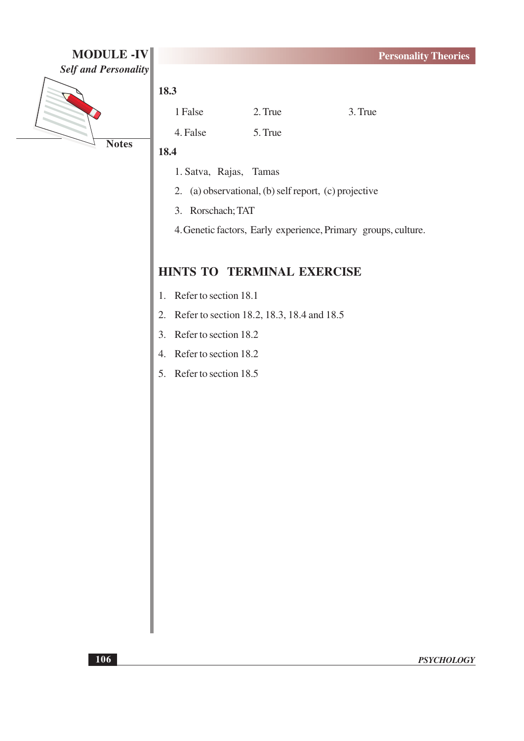**18.3**

1 False 2. True 3. True

4. False 5. True

**18.4**

1. Satva, Rajas, Tamas
2. (a) observational, (b) self report, (c) projective
3. Rorschach; TAT
4. Genetic factors, Early experience, Primary groups, culture.

## HINTS TO TERMINAL EXERCISE

1. Refer to section 18.1
2. Refer to section 18.2, 18.3, 18.4 and 18.5
3. Refer to section 18.2
4. Refer to section 18.2
5. Refer to section 18.5